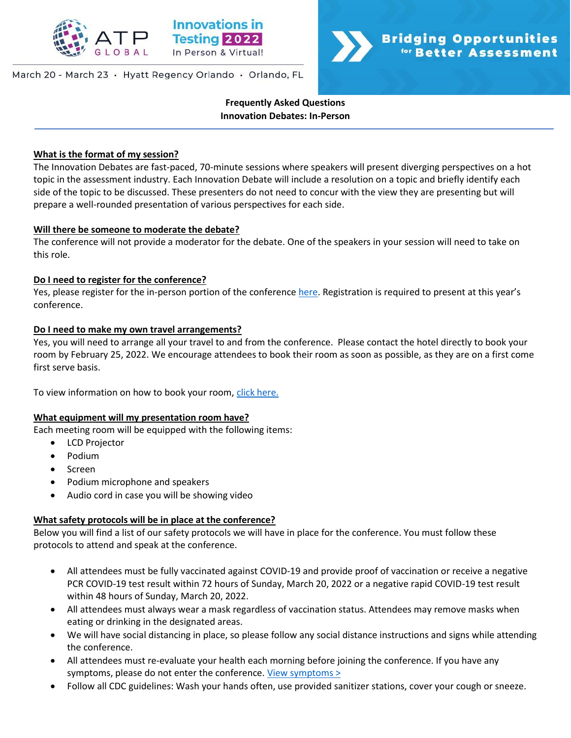ATP GLOBAL

Innovations in Testing 2022
In Person & Virtual!

March 20 - March 23 · Hyatt Regency Orlando · Orlando, FL

**Bridging Opportunities for Better Assessment**

# Frequently Asked Questions
## Innovation Debates: In-Person

**What is the format of my session?**

The Innovation Debates are fast-paced, 70-minute sessions where speakers will present diverging perspectives on a hot topic in the assessment industry. Each Innovation Debate will include a resolution on a topic and briefly identify each side of the topic to be discussed. These presenters do not need to concur with the view they are presenting but will prepare a well-rounded presentation of various perspectives for each side.

**Will there be someone to moderate the debate?**

The conference will not provide a moderator for the debate. One of the speakers in your session will need to take on this role.

**Do I need to register for the conference?**

Yes, please register for the in-person portion of the conference here. Registration is required to present at this year's conference.

**Do I need to make my own travel arrangements?**

Yes, you will need to arrange all your travel to and from the conference. Please contact the hotel directly to book your room by February 25, 2022. We encourage attendees to book their room as soon as possible, as they are on a first come first serve basis.

To view information on how to book your room, click here.

**What equipment will my presentation room have?**

Each meeting room will be equipped with the following items:

- LCD Projector
- Podium
- Screen
- Podium microphone and speakers
- Audio cord in case you will be showing video

**What safety protocols will be in place at the conference?**

Below you will find a list of our safety protocols we will have in place for the conference. You must follow these protocols to attend and speak at the conference.

- All attendees must be fully vaccinated against COVID-19 and provide proof of vaccination or receive a negative PCR COVID-19 test result within 72 hours of Sunday, March 20, 2022 or a negative rapid COVID-19 test result within 48 hours of Sunday, March 20, 2022.
- All attendees must always wear a mask regardless of vaccination status. Attendees may remove masks when eating or drinking in the designated areas.
- We will have social distancing in place, so please follow any social distance instructions and signs while attending the conference.
- All attendees must re-evaluate your health each morning before joining the conference. If you have any symptoms, please do not enter the conference. View symptoms >
- Follow all CDC guidelines: Wash your hands often, use provided sanitizer stations, cover your cough or sneeze.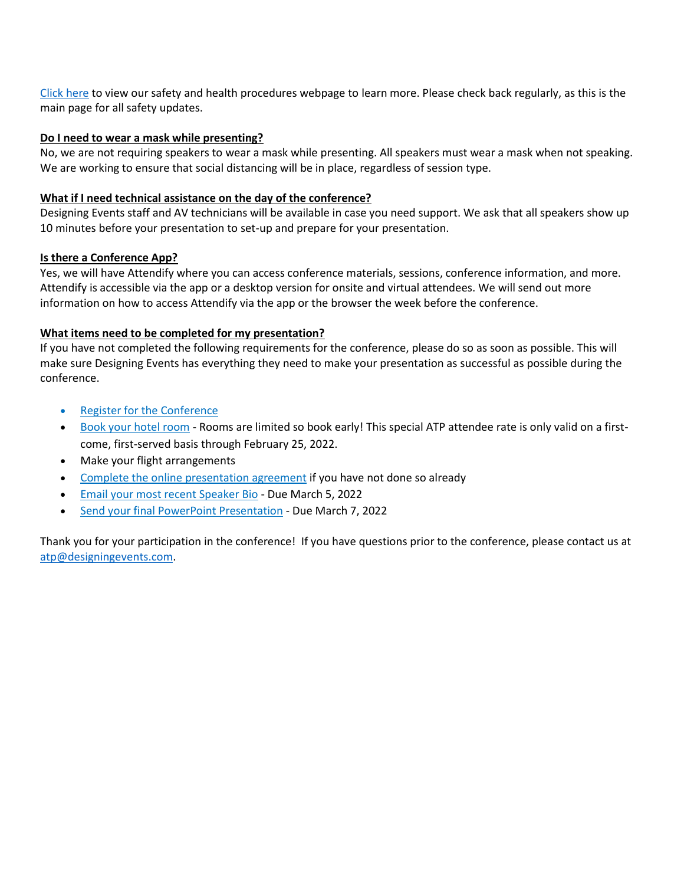Click here to view our safety and health procedures webpage to learn more. Please check back regularly, as this is the main page for all safety updates.

**Do I need to wear a mask while presenting?**

No, we are not requiring speakers to wear a mask while presenting. All speakers must wear a mask when not speaking. We are working to ensure that social distancing will be in place, regardless of session type.

**What if I need technical assistance on the day of the conference?**

Designing Events staff and AV technicians will be available in case you need support. We ask that all speakers show up 10 minutes before your presentation to set-up and prepare for your presentation.

**Is there a Conference App?**

Yes, we will have Attendify where you can access conference materials, sessions, conference information, and more. Attendify is accessible via the app or a desktop version for onsite and virtual attendees. We will send out more information on how to access Attendify via the app or the browser the week before the conference.

**What items need to be completed for my presentation?**

If you have not completed the following requirements for the conference, please do so as soon as possible. This will make sure Designing Events has everything they need to make your presentation as successful as possible during the conference.

- Register for the Conference
- Book your hotel room - Rooms are limited so book early! This special ATP attendee rate is only valid on a first-come, first-served basis through February 25, 2022.
- Make your flight arrangements
- Complete the online presentation agreement if you have not done so already
- Email your most recent Speaker Bio - Due March 5, 2022
- Send your final PowerPoint Presentation - Due March 7, 2022

Thank you for your participation in the conference! If you have questions prior to the conference, please contact us at atp@designingevents.com.